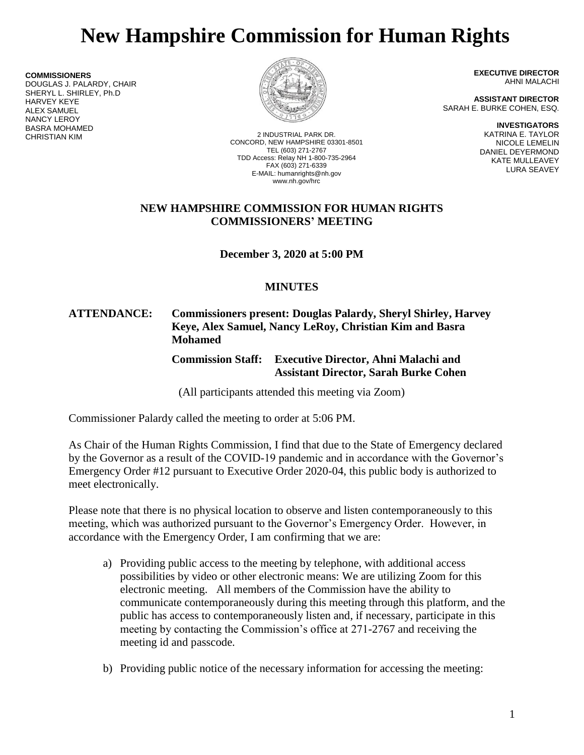# New Hampshire Commission for Human Rights

**COMMISSIONERS**
DOUGLAS J. PALARDY, CHAIR
SHERYL L. SHIRLEY, Ph.D
HARVEY KEYE
ALEX SAMUEL
NANCY LEROY
BASRA MOHAMED
CHRISTIAN KIM

2 INDUSTRIAL PARK DR.
CONCORD, NEW HAMPSHIRE 03301-8501
TEL (603) 271-2767
TDD Access: Relay NH 1-800-735-2964
FAX (603) 271-6339
E-MAIL: humanrights@nh.gov
www.nh.gov/hrc

**EXECUTIVE DIRECTOR**
AHNI MALACHI

**ASSISTANT DIRECTOR**
SARAH E. BURKE COHEN, ESQ.

**INVESTIGATORS**
KATRINA E. TAYLOR
NICOLE LEMELIN
DANIEL DEYERMOND
KATE MULLEAVEY
LURA SEAVEY

## NEW HAMPSHIRE COMMISSION FOR HUMAN RIGHTS COMMISSIONERS' MEETING

**December 3, 2020 at 5:00 PM**

**MINUTES**

**ATTENDANCE: Commissioners present: Douglas Palardy, Sheryl Shirley, Harvey Keye, Alex Samuel, Nancy LeRoy, Christian Kim and Basra Mohamed**

**Commission Staff: Executive Director, Ahni Malachi and Assistant Director, Sarah Burke Cohen**

(All participants attended this meeting via Zoom)

Commissioner Palardy called the meeting to order at 5:06 PM.

As Chair of the Human Rights Commission, I find that due to the State of Emergency declared by the Governor as a result of the COVID-19 pandemic and in accordance with the Governor's Emergency Order #12 pursuant to Executive Order 2020-04, this public body is authorized to meet electronically.

Please note that there is no physical location to observe and listen contemporaneously to this meeting, which was authorized pursuant to the Governor's Emergency Order. However, in accordance with the Emergency Order, I am confirming that we are:

a) Providing public access to the meeting by telephone, with additional access possibilities by video or other electronic means: We are utilizing Zoom for this electronic meeting. All members of the Commission have the ability to communicate contemporaneously during this meeting through this platform, and the public has access to contemporaneously listen and, if necessary, participate in this meeting by contacting the Commission's office at 271-2767 and receiving the meeting id and passcode.

b) Providing public notice of the necessary information for accessing the meeting: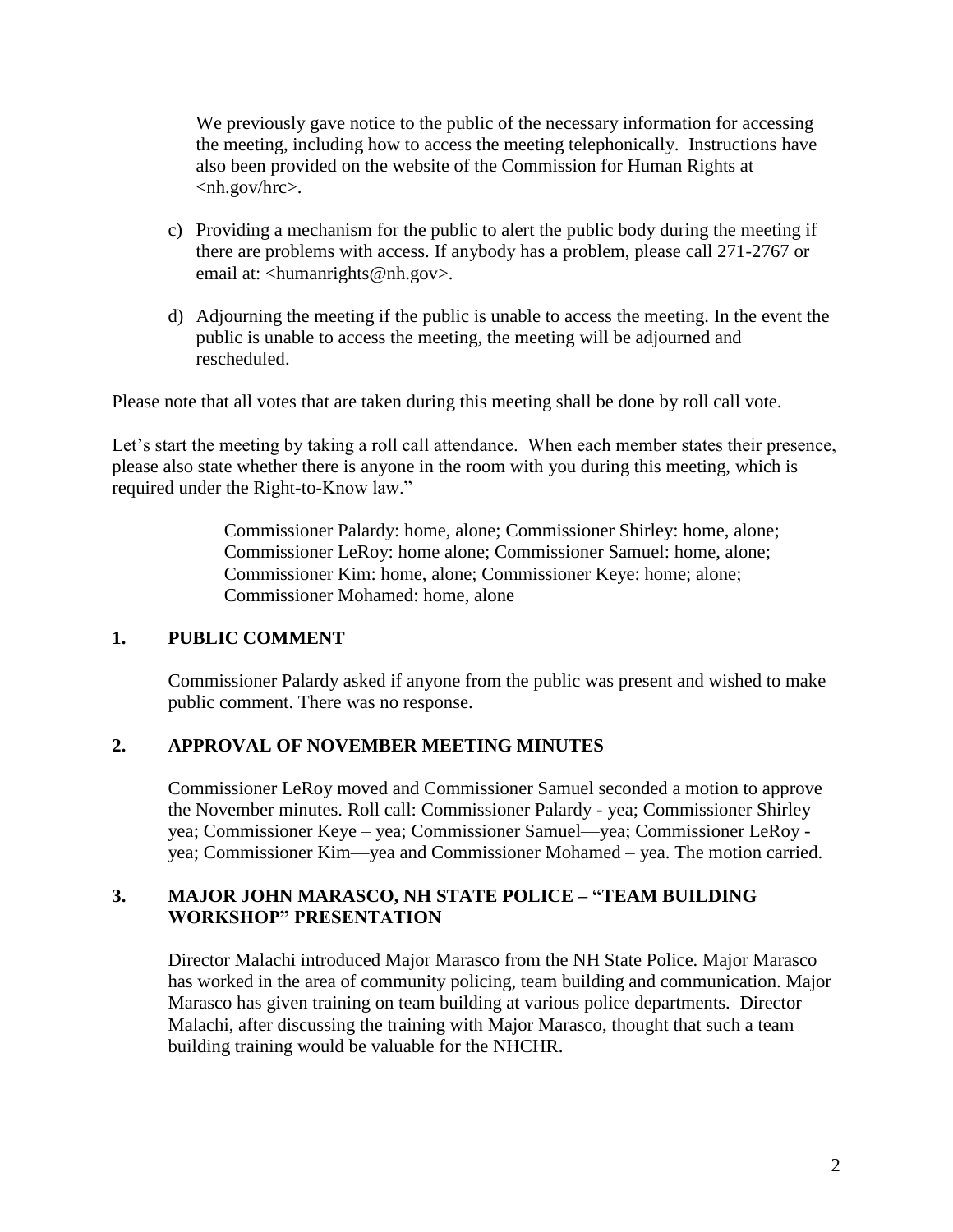We previously gave notice to the public of the necessary information for accessing the meeting, including how to access the meeting telephonically. Instructions have also been provided on the website of the Commission for Human Rights at <nh.gov/hrc>.

c) Providing a mechanism for the public to alert the public body during the meeting if there are problems with access. If anybody has a problem, please call 271-2767 or email at: <humanrights@nh.gov>.

d) Adjourning the meeting if the public is unable to access the meeting. In the event the public is unable to access the meeting, the meeting will be adjourned and rescheduled.

Please note that all votes that are taken during this meeting shall be done by roll call vote.

Let's start the meeting by taking a roll call attendance. When each member states their presence, please also state whether there is anyone in the room with you during this meeting, which is required under the Right-to-Know law."

> Commissioner Palardy: home, alone; Commissioner Shirley: home, alone; Commissioner LeRoy: home alone; Commissioner Samuel: home, alone; Commissioner Kim: home, alone; Commissioner Keye: home; alone; Commissioner Mohamed: home, alone

## 1. PUBLIC COMMENT

Commissioner Palardy asked if anyone from the public was present and wished to make public comment. There was no response.

## 2. APPROVAL OF NOVEMBER MEETING MINUTES

Commissioner LeRoy moved and Commissioner Samuel seconded a motion to approve the November minutes. Roll call: Commissioner Palardy - yea; Commissioner Shirley – yea; Commissioner Keye – yea; Commissioner Samuel—yea; Commissioner LeRoy - yea; Commissioner Kim—yea and Commissioner Mohamed – yea. The motion carried.

## 3. MAJOR JOHN MARASCO, NH STATE POLICE – "TEAM BUILDING WORKSHOP" PRESENTATION

Director Malachi introduced Major Marasco from the NH State Police. Major Marasco has worked in the area of community policing, team building and communication. Major Marasco has given training on team building at various police departments. Director Malachi, after discussing the training with Major Marasco, thought that such a team building training would be valuable for the NHCHR.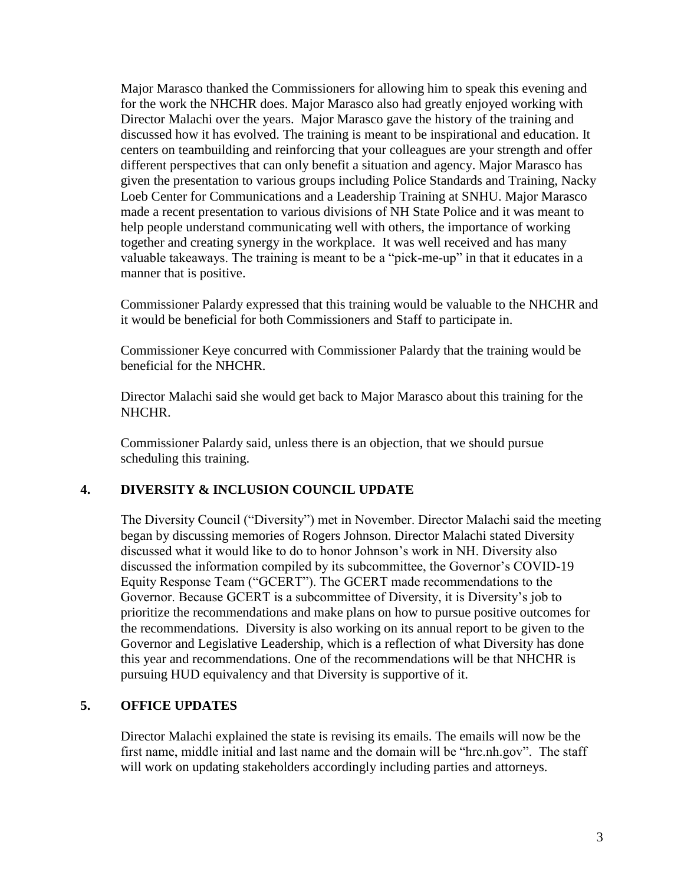Major Marasco thanked the Commissioners for allowing him to speak this evening and for the work the NHCHR does. Major Marasco also had greatly enjoyed working with Director Malachi over the years. Major Marasco gave the history of the training and discussed how it has evolved. The training is meant to be inspirational and education. It centers on teambuilding and reinforcing that your colleagues are your strength and offer different perspectives that can only benefit a situation and agency. Major Marasco has given the presentation to various groups including Police Standards and Training, Nacky Loeb Center for Communications and a Leadership Training at SNHU. Major Marasco made a recent presentation to various divisions of NH State Police and it was meant to help people understand communicating well with others, the importance of working together and creating synergy in the workplace. It was well received and has many valuable takeaways. The training is meant to be a "pick-me-up" in that it educates in a manner that is positive.

Commissioner Palardy expressed that this training would be valuable to the NHCHR and it would be beneficial for both Commissioners and Staff to participate in.

Commissioner Keye concurred with Commissioner Palardy that the training would be beneficial for the NHCHR.

Director Malachi said she would get back to Major Marasco about this training for the NHCHR.

Commissioner Palardy said, unless there is an objection, that we should pursue scheduling this training.

## 4. DIVERSITY & INCLUSION COUNCIL UPDATE

The Diversity Council ("Diversity") met in November. Director Malachi said the meeting began by discussing memories of Rogers Johnson. Director Malachi stated Diversity discussed what it would like to do to honor Johnson's work in NH. Diversity also discussed the information compiled by its subcommittee, the Governor's COVID-19 Equity Response Team ("GCERT"). The GCERT made recommendations to the Governor. Because GCERT is a subcommittee of Diversity, it is Diversity's job to prioritize the recommendations and make plans on how to pursue positive outcomes for the recommendations. Diversity is also working on its annual report to be given to the Governor and Legislative Leadership, which is a reflection of what Diversity has done this year and recommendations. One of the recommendations will be that NHCHR is pursuing HUD equivalency and that Diversity is supportive of it.

## 5. OFFICE UPDATES

Director Malachi explained the state is revising its emails. The emails will now be the first name, middle initial and last name and the domain will be "hrc.nh.gov". The staff will work on updating stakeholders accordingly including parties and attorneys.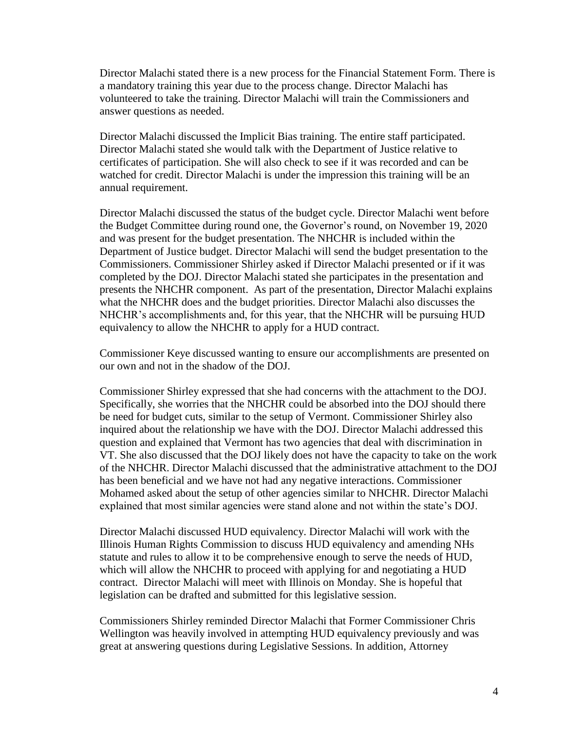Director Malachi stated there is a new process for the Financial Statement Form. There is a mandatory training this year due to the process change. Director Malachi has volunteered to take the training. Director Malachi will train the Commissioners and answer questions as needed.

Director Malachi discussed the Implicit Bias training. The entire staff participated. Director Malachi stated she would talk with the Department of Justice relative to certificates of participation. She will also check to see if it was recorded and can be watched for credit. Director Malachi is under the impression this training will be an annual requirement.

Director Malachi discussed the status of the budget cycle. Director Malachi went before the Budget Committee during round one, the Governor's round, on November 19, 2020 and was present for the budget presentation. The NHCHR is included within the Department of Justice budget. Director Malachi will send the budget presentation to the Commissioners. Commissioner Shirley asked if Director Malachi presented or if it was completed by the DOJ. Director Malachi stated she participates in the presentation and presents the NHCHR component. As part of the presentation, Director Malachi explains what the NHCHR does and the budget priorities. Director Malachi also discusses the NHCHR's accomplishments and, for this year, that the NHCHR will be pursuing HUD equivalency to allow the NHCHR to apply for a HUD contract.

Commissioner Keye discussed wanting to ensure our accomplishments are presented on our own and not in the shadow of the DOJ.

Commissioner Shirley expressed that she had concerns with the attachment to the DOJ. Specifically, she worries that the NHCHR could be absorbed into the DOJ should there be need for budget cuts, similar to the setup of Vermont. Commissioner Shirley also inquired about the relationship we have with the DOJ. Director Malachi addressed this question and explained that Vermont has two agencies that deal with discrimination in VT. She also discussed that the DOJ likely does not have the capacity to take on the work of the NHCHR. Director Malachi discussed that the administrative attachment to the DOJ has been beneficial and we have not had any negative interactions. Commissioner Mohamed asked about the setup of other agencies similar to NHCHR. Director Malachi explained that most similar agencies were stand alone and not within the state's DOJ.

Director Malachi discussed HUD equivalency. Director Malachi will work with the Illinois Human Rights Commission to discuss HUD equivalency and amending NHs statute and rules to allow it to be comprehensive enough to serve the needs of HUD, which will allow the NHCHR to proceed with applying for and negotiating a HUD contract. Director Malachi will meet with Illinois on Monday. She is hopeful that legislation can be drafted and submitted for this legislative session.

Commissioners Shirley reminded Director Malachi that Former Commissioner Chris Wellington was heavily involved in attempting HUD equivalency previously and was great at answering questions during Legislative Sessions. In addition, Attorney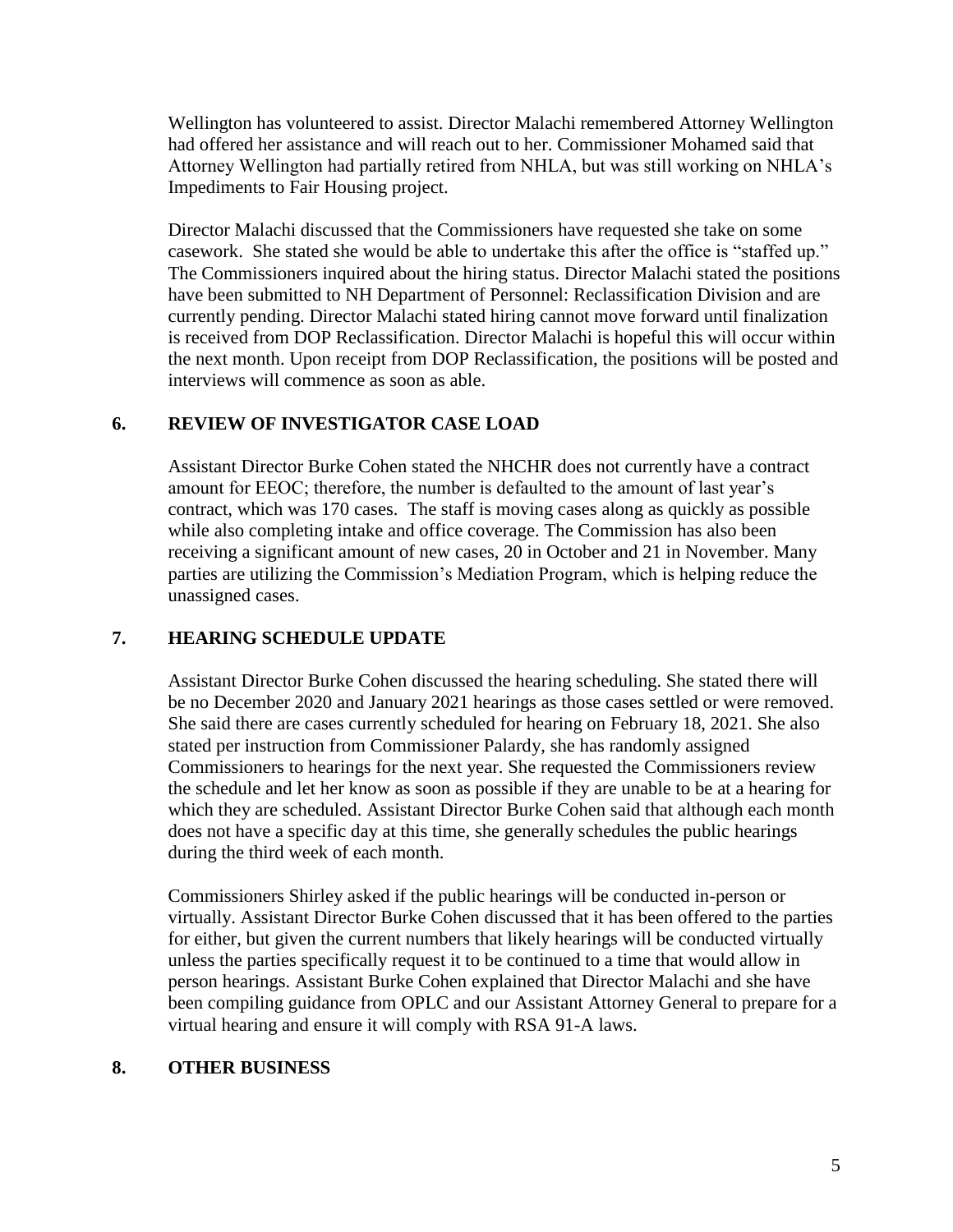Wellington has volunteered to assist. Director Malachi remembered Attorney Wellington had offered her assistance and will reach out to her. Commissioner Mohamed said that Attorney Wellington had partially retired from NHLA, but was still working on NHLA's Impediments to Fair Housing project.

Director Malachi discussed that the Commissioners have requested she take on some casework. She stated she would be able to undertake this after the office is "staffed up." The Commissioners inquired about the hiring status. Director Malachi stated the positions have been submitted to NH Department of Personnel: Reclassification Division and are currently pending. Director Malachi stated hiring cannot move forward until finalization is received from DOP Reclassification. Director Malachi is hopeful this will occur within the next month. Upon receipt from DOP Reclassification, the positions will be posted and interviews will commence as soon as able.

## 6. REVIEW OF INVESTIGATOR CASE LOAD

Assistant Director Burke Cohen stated the NHCHR does not currently have a contract amount for EEOC; therefore, the number is defaulted to the amount of last year's contract, which was 170 cases. The staff is moving cases along as quickly as possible while also completing intake and office coverage. The Commission has also been receiving a significant amount of new cases, 20 in October and 21 in November. Many parties are utilizing the Commission's Mediation Program, which is helping reduce the unassigned cases.

## 7. HEARING SCHEDULE UPDATE

Assistant Director Burke Cohen discussed the hearing scheduling. She stated there will be no December 2020 and January 2021 hearings as those cases settled or were removed. She said there are cases currently scheduled for hearing on February 18, 2021. She also stated per instruction from Commissioner Palardy, she has randomly assigned Commissioners to hearings for the next year. She requested the Commissioners review the schedule and let her know as soon as possible if they are unable to be at a hearing for which they are scheduled. Assistant Director Burke Cohen said that although each month does not have a specific day at this time, she generally schedules the public hearings during the third week of each month.

Commissioners Shirley asked if the public hearings will be conducted in-person or virtually. Assistant Director Burke Cohen discussed that it has been offered to the parties for either, but given the current numbers that likely hearings will be conducted virtually unless the parties specifically request it to be continued to a time that would allow in person hearings. Assistant Burke Cohen explained that Director Malachi and she have been compiling guidance from OPLC and our Assistant Attorney General to prepare for a virtual hearing and ensure it will comply with RSA 91-A laws.

## 8. OTHER BUSINESS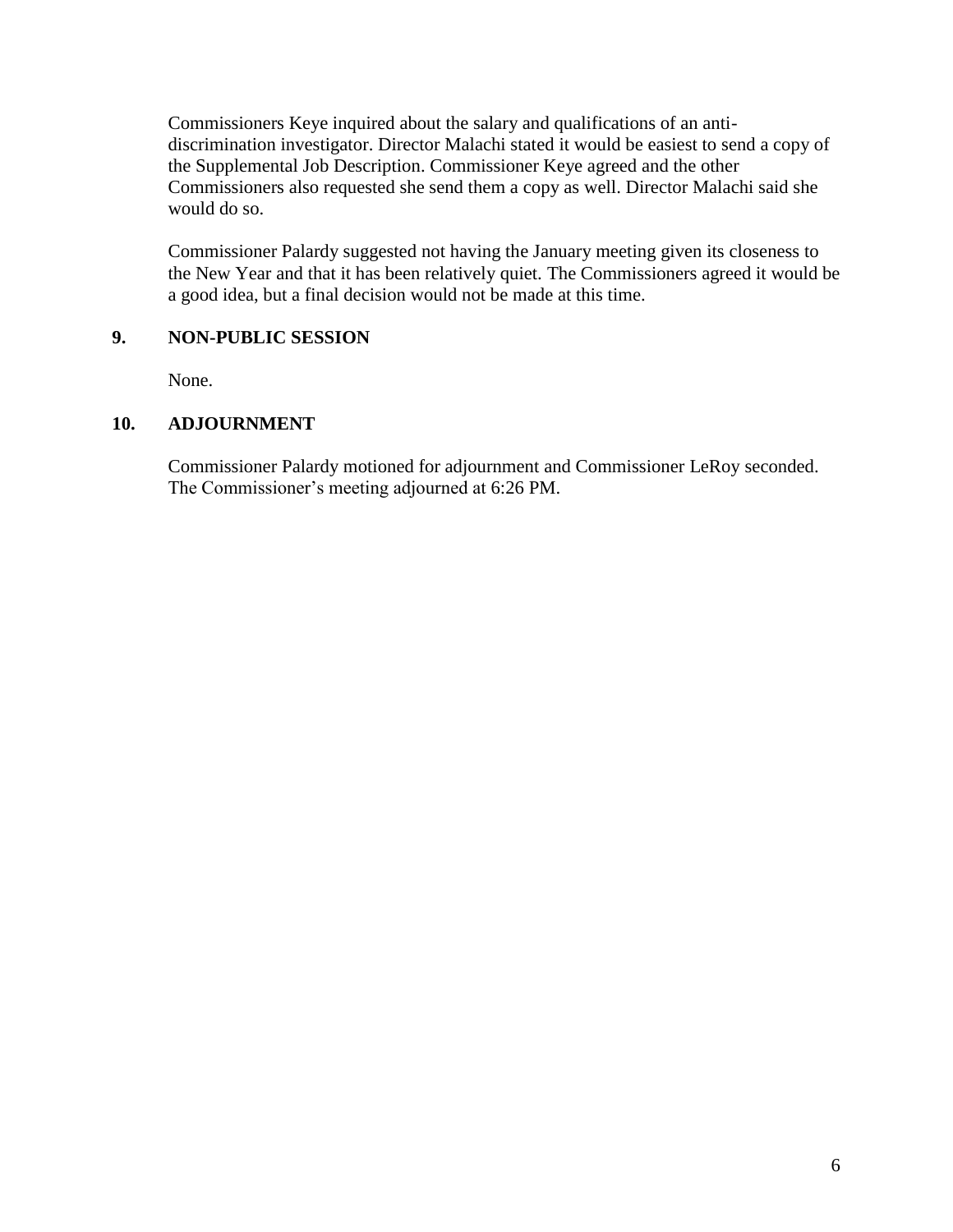Commissioners Keye inquired about the salary and qualifications of an anti-discrimination investigator. Director Malachi stated it would be easiest to send a copy of the Supplemental Job Description. Commissioner Keye agreed and the other Commissioners also requested she send them a copy as well. Director Malachi said she would do so.

Commissioner Palardy suggested not having the January meeting given its closeness to the New Year and that it has been relatively quiet. The Commissioners agreed it would be a good idea, but a final decision would not be made at this time.

## 9. NON-PUBLIC SESSION

None.

## 10. ADJOURNMENT

Commissioner Palardy motioned for adjournment and Commissioner LeRoy seconded. The Commissioner's meeting adjourned at 6:26 PM.